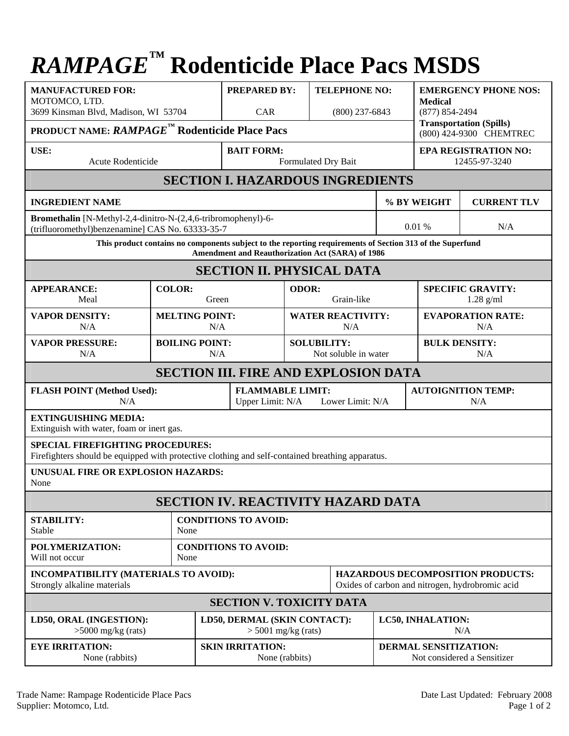# *RAMPAGE*™ Rodenticide Place Pacs MSDS

| **MANUFACTURED FOR:** MOTOMCO, LTD. 3699 Kinsman Blvd, Madison, WI 53704 | **PREPARED BY:** CAR | **TELEPHONE NO:** (800) 237-6843 | **EMERGENCY PHONE NOS:** **Medical** (877) 854-2494 |
|---|---|---|---|
| **PRODUCT NAME:** ***RAMPAGE***™ **Rodenticide Place Pacs** | | | **Transportation (Spills)** (800) 424-9300 CHEMTREC |
| **USE:** Acute Rodenticide | **BAIT FORM:** Formulated Dry Bait | | **EPA REGISTRATION NO:** 12455-97-3240 |

## SECTION I. HAZARDOUS INGREDIENTS

| INGREDIENT NAME | % BY WEIGHT | CURRENT TLV |
|---|---|---|
| **Bromethalin** [N-Methyl-2,4-dinitro-N-(2,4,6-tribromophenyl)-6-(trifluoromethyl)benzenamine] CAS No. 63333-35-7 | 0.01 % | N/A |

**This product contains no components subject to the reporting requirements of Section 313 of the Superfund Amendment and Reauthorization Act (SARA) of 1986**

## SECTION II. PHYSICAL DATA

| **APPEARANCE:** Meal | **COLOR:** Green | **ODOR:** Grain-like | **SPECIFIC GRAVITY:** 1.28 g/ml |
|---|---|---|---|
| **VAPOR DENSITY:** N/A | **MELTING POINT:** N/A | **WATER REACTIVITY:** N/A | **EVAPORATION RATE:** N/A |
| **VAPOR PRESSURE:** N/A | **BOILING POINT:** N/A | **SOLUBILITY:** Not soluble in water | **BULK DENSITY:** N/A |

## SECTION III. FIRE AND EXPLOSION DATA

| **FLASH POINT (Method Used):** N/A | **FLAMMABLE LIMIT:** Upper Limit: N/A Lower Limit: N/A | **AUTOIGNITION TEMP:** N/A |
|---|---|---|

**EXTINGUISHING MEDIA:**
Extinguish with water, foam or inert gas.

**SPECIAL FIREFIGHTING PROCEDURES:**
Firefighters should be equipped with protective clothing and self-contained breathing apparatus.

**UNUSUAL FIRE OR EXPLOSION HAZARDS:**
None

## SECTION IV. REACTIVITY HAZARD DATA

| **STABILITY:** Stable | **CONDITIONS TO AVOID:** None |
|---|---|
| **POLYMERIZATION:** Will not occur | **CONDITIONS TO AVOID:** None |
| **INCOMPATIBILITY (MATERIALS TO AVOID):** Strongly alkaline materials | **HAZARDOUS DECOMPOSITION PRODUCTS:** Oxides of carbon and nitrogen, hydrobromic acid |

## SECTION V. TOXICITY DATA

| **LD50, ORAL (INGESTION):** >5000 mg/kg (rats) | **LD50, DERMAL (SKIN CONTACT):** > 5001 mg/kg (rats) | **LC50, INHALATION:** N/A |
|---|---|---|
| **EYE IRRITATION:** None (rabbits) | **SKIN IRRITATION:** None (rabbits) | **DERMAL SENSITIZATION:** Not considered a Sensitizer |

Trade Name: Rampage Rodenticide Place Pacs
Supplier: Motomco, Ltd.

Date Last Updated: February 2008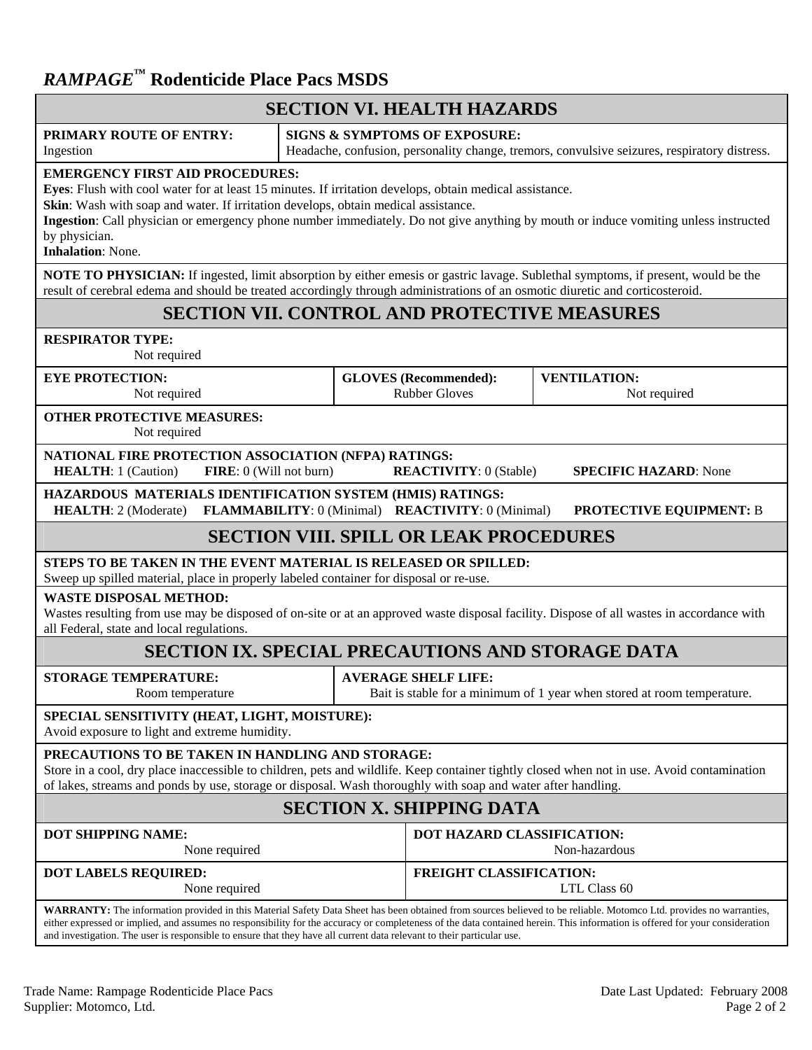# *RAMPAGE*™ Rodenticide Place Pacs MSDS

## SECTION VI. HEALTH HAZARDS

**PRIMARY ROUTE OF ENTRY:**
Ingestion

**SIGNS & SYMPTOMS OF EXPOSURE:**
Headache, confusion, personality change, tremors, convulsive seizures, respiratory distress.

**EMERGENCY FIRST AID PROCEDURES:**
**Eyes**: Flush with cool water for at least 15 minutes. If irritation develops, obtain medical assistance.
**Skin**: Wash with soap and water. If irritation develops, obtain medical assistance.
**Ingestion**: Call physician or emergency phone number immediately. Do not give anything by mouth or induce vomiting unless instructed by physician.
**Inhalation**: None.

**NOTE TO PHYSICIAN:** If ingested, limit absorption by either emesis or gastric lavage. Sublethal symptoms, if present, would be the result of cerebral edema and should be treated accordingly through administrations of an osmotic diuretic and corticosteroid.

## SECTION VII. CONTROL AND PROTECTIVE MEASURES

**RESPIRATOR TYPE:**
Not required

| **EYE PROTECTION:** | **GLOVES (Recommended):** | **VENTILATION:** |
|---|---|---|
| Not required | Rubber Gloves | Not required |

**OTHER PROTECTIVE MEASURES:**
Not required

**NATIONAL FIRE PROTECTION ASSOCIATION (NFPA) RATINGS:**
**HEALTH**: 1 (Caution) **FIRE**: 0 (Will not burn) **REACTIVITY**: 0 (Stable) **SPECIFIC HAZARD**: None

**HAZARDOUS MATERIALS IDENTIFICATION SYSTEM (HMIS) RATINGS:**
**HEALTH**: 2 (Moderate) **FLAMMABILITY**: 0 (Minimal) **REACTIVITY**: 0 (Minimal) **PROTECTIVE EQUIPMENT:** B

## SECTION VIII. SPILL OR LEAK PROCEDURES

**STEPS TO BE TAKEN IN THE EVENT MATERIAL IS RELEASED OR SPILLED:**
Sweep up spilled material, place in properly labeled container for disposal or re-use.

**WASTE DISPOSAL METHOD:**
Wastes resulting from use may be disposed of on-site or at an approved waste disposal facility. Dispose of all wastes in accordance with all Federal, state and local regulations.

## SECTION IX. SPECIAL PRECAUTIONS AND STORAGE DATA

| **STORAGE TEMPERATURE:** | **AVERAGE SHELF LIFE:** |
|---|---|
| Room temperature | Bait is stable for a minimum of 1 year when stored at room temperature. |

**SPECIAL SENSITIVITY (HEAT, LIGHT, MOISTURE):**
Avoid exposure to light and extreme humidity.

**PRECAUTIONS TO BE TAKEN IN HANDLING AND STORAGE:**
Store in a cool, dry place inaccessible to children, pets and wildlife. Keep container tightly closed when not in use. Avoid contamination of lakes, streams and ponds by use, storage or disposal. Wash thoroughly with soap and water after handling.

## SECTION X. SHIPPING DATA

| **DOT SHIPPING NAME:** | **DOT HAZARD CLASSIFICATION:** |
|---|---|
| None required | Non-hazardous |
| **DOT LABELS REQUIRED:** | **FREIGHT CLASSIFICATION:** |
| None required | LTL Class 60 |

**WARRANTY:** The information provided in this Material Safety Data Sheet has been obtained from sources believed to be reliable. Motomco Ltd. provides no warranties, either expressed or implied, and assumes no responsibility for the accuracy or completeness of the data contained herein. This information is offered for your consideration and investigation. The user is responsible to ensure that they have all current data relevant to their particular use.

Trade Name: Rampage Rodenticide Place Pacs
Supplier: Motomco, Ltd.
Date Last Updated: February 2008